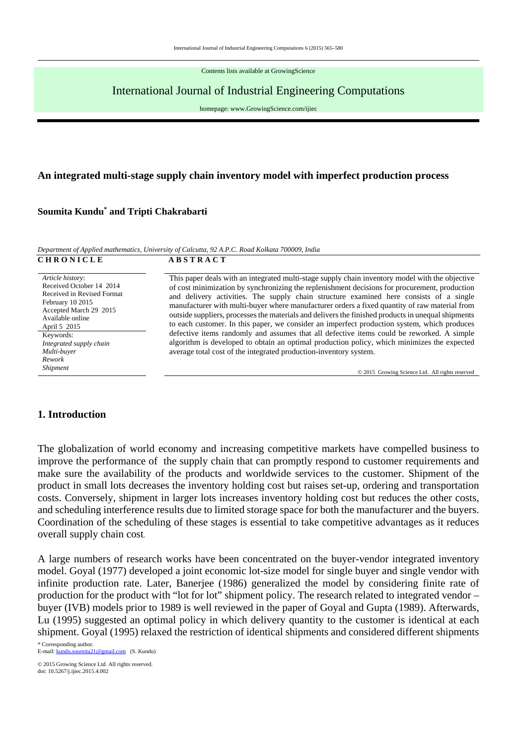Contents lists available at GrowingScience

International Journal of Industrial Engineering Computations

homepage: www.GrowingScience.com/ijiec

# An integrated multi-stage supply chain inventory model with imperfect production process

**Soumita Kundu*** **and Tripti Chakrabarti**

*Department of Applied mathematics, University of Calcutta, 92 A.P.C. Road Kolkata 700009, India*

| CHRONICLE | ABSTRACT |
|---|---|
| *Article history*: Received October 14 2014 Received in Revised Format February 10 2015 Accepted March 29 2015 Available online April 5 2015 | This paper deals with an integrated multi-stage supply chain inventory model with the objective of cost minimization by synchronizing the replenishment decisions for procurement, production and delivery activities. The supply chain structure examined here consists of a single manufacturer with multi-buyer where manufacturer orders a fixed quantity of raw material from outside suppliers, processes the materials and delivers the finished products in unequal shipments to each customer. In this paper, we consider an imperfect production system, which produces defective items randomly and assumes that all defective items could be reworked. A simple algorithm is developed to obtain an optimal production policy, which minimizes the expected average total cost of the integrated production-inventory system. |
| Keywords: *Integrated supply chain* *Multi-buyer* *Rework* *Shipment* | © 2015 Growing Science Ltd. All rights reserved |

## 1. Introduction

The globalization of world economy and increasing competitive markets have compelled business to improve the performance of the supply chain that can promptly respond to customer requirements and make sure the availability of the products and worldwide services to the customer. Shipment of the product in small lots decreases the inventory holding cost but raises set-up, ordering and transportation costs. Conversely, shipment in larger lots increases inventory holding cost but reduces the other costs, and scheduling interference results due to limited storage space for both the manufacturer and the buyers. Coordination of the scheduling of these stages is essential to take competitive advantages as it reduces overall supply chain cost.

A large numbers of research works have been concentrated on the buyer-vendor integrated inventory model. Goyal (1977) developed a joint economic lot-size model for single buyer and single vendor with infinite production rate. Later, Banerjee (1986) generalized the model by considering finite rate of production for the product with "lot for lot" shipment policy. The research related to integrated vendor – buyer (IVB) models prior to 1989 is well reviewed in the paper of Goyal and Gupta (1989). Afterwards, Lu (1995) suggested an optimal policy in which delivery quantity to the customer is identical at each shipment. Goyal (1995) relaxed the restriction of identical shipments and considered different shipments

\* Corresponding author.
E-mail: kundu.soumita21@gmail.com (S. Kundu)

© 2015 Growing Science Ltd. All rights reserved.
doi: 10.5267/j.ijiec.2015.4.002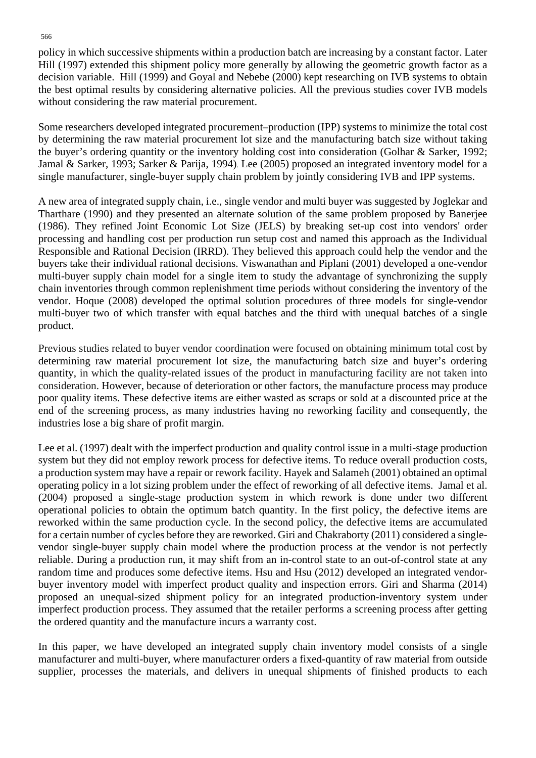policy in which successive shipments within a production batch are increasing by a constant factor. Later Hill (1997) extended this shipment policy more generally by allowing the geometric growth factor as a decision variable. Hill (1999) and Goyal and Nebebe (2000) kept researching on IVB systems to obtain the best optimal results by considering alternative policies. All the previous studies cover IVB models without considering the raw material procurement.

Some researchers developed integrated procurement–production (IPP) systems to minimize the total cost by determining the raw material procurement lot size and the manufacturing batch size without taking the buyer's ordering quantity or the inventory holding cost into consideration (Golhar & Sarker, 1992; Jamal & Sarker, 1993; Sarker & Parija, 1994). Lee (2005) proposed an integrated inventory model for a single manufacturer, single-buyer supply chain problem by jointly considering IVB and IPP systems.

A new area of integrated supply chain, i.e., single vendor and multi buyer was suggested by Joglekar and Tharthare (1990) and they presented an alternate solution of the same problem proposed by Banerjee (1986). They refined Joint Economic Lot Size (JELS) by breaking set-up cost into vendors' order processing and handling cost per production run setup cost and named this approach as the Individual Responsible and Rational Decision (IRRD). They believed this approach could help the vendor and the buyers take their individual rational decisions. Viswanathan and Piplani (2001) developed a one-vendor multi-buyer supply chain model for a single item to study the advantage of synchronizing the supply chain inventories through common replenishment time periods without considering the inventory of the vendor. Hoque (2008) developed the optimal solution procedures of three models for single-vendor multi-buyer two of which transfer with equal batches and the third with unequal batches of a single product.

Previous studies related to buyer vendor coordination were focused on obtaining minimum total cost by determining raw material procurement lot size, the manufacturing batch size and buyer's ordering quantity, in which the quality-related issues of the product in manufacturing facility are not taken into consideration. However, because of deterioration or other factors, the manufacture process may produce poor quality items. These defective items are either wasted as scraps or sold at a discounted price at the end of the screening process, as many industries having no reworking facility and consequently, the industries lose a big share of profit margin.

Lee et al. (1997) dealt with the imperfect production and quality control issue in a multi-stage production system but they did not employ rework process for defective items. To reduce overall production costs, a production system may have a repair or rework facility. Hayek and Salameh (2001) obtained an optimal operating policy in a lot sizing problem under the effect of reworking of all defective items. Jamal et al. (2004) proposed a single-stage production system in which rework is done under two different operational policies to obtain the optimum batch quantity. In the first policy, the defective items are reworked within the same production cycle. In the second policy, the defective items are accumulated for a certain number of cycles before they are reworked. Giri and Chakraborty (2011) considered a single-vendor single-buyer supply chain model where the production process at the vendor is not perfectly reliable. During a production run, it may shift from an in-control state to an out-of-control state at any random time and produces some defective items. Hsu and Hsu (2012) developed an integrated vendor-buyer inventory model with imperfect product quality and inspection errors. Giri and Sharma (2014) proposed an unequal-sized shipment policy for an integrated production-inventory system under imperfect production process. They assumed that the retailer performs a screening process after getting the ordered quantity and the manufacture incurs a warranty cost.

In this paper, we have developed an integrated supply chain inventory model consists of a single manufacturer and multi-buyer, where manufacturer orders a fixed-quantity of raw material from outside supplier, processes the materials, and delivers in unequal shipments of finished products to each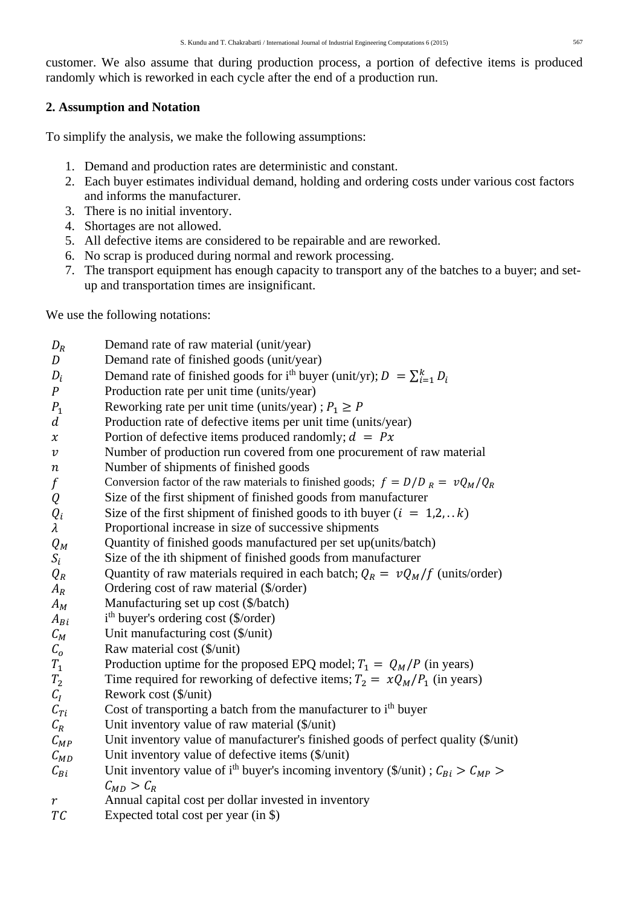customer. We also assume that during production process, a portion of defective items is produced randomly which is reworked in each cycle after the end of a production run.

## 2. Assumption and Notation

To simplify the analysis, we make the following assumptions:

1. Demand and production rates are deterministic and constant.
2. Each buyer estimates individual demand, holding and ordering costs under various cost factors and informs the manufacturer.
3. There is no initial inventory.
4. Shortages are not allowed.
5. All defective items are considered to be repairable and are reworked.
6. No scrap is produced during normal and rework processing.
7. The transport equipment has enough capacity to transport any of the batches to a buyer; and set-up and transportation times are insignificant.

We use the following notations:

| | |
|---|---|
| $D_R$ | Demand rate of raw material (unit/year) |
| $D$ | Demand rate of finished goods (unit/year) |
| $D_i$ | Demand rate of finished goods for i[th] buyer (unit/yr); $D = \sum_{i=1}^{k} D_i$ |
| $P$ | Production rate per unit time (units/year) |
| $P_1$ | Reworking rate per unit time (units/year) ; $P_1 \geq P$ |
| $d$ | Production rate of defective items per unit time (units/year) |
| $x$ | Portion of defective items produced randomly; $d = Px$ |
| $v$ | Number of production run covered from one procurement of raw material |
| $n$ | Number of shipments of finished goods |
| $f$ | Conversion factor of the raw materials to finished goods; $f = D/D_R = vQ_M/Q_R$ |
| $Q$ | Size of the first shipment of finished goods from manufacturer |
| $Q_i$ | Size of the first shipment of finished goods to ith buyer ($i = 1,2,..k$) |
| $\lambda$ | Proportional increase in size of successive shipments |
| $Q_M$ | Quantity of finished goods manufactured per set up(units/batch) |
| $S_i$ | Size of the ith shipment of finished goods from manufacturer |
| $Q_R$ | Quantity of raw materials required in each batch; $Q_R = vQ_M/f$ (units/order) |
| $A_R$ | Ordering cost of raw material ($/order) |
| $A_M$ | Manufacturing set up cost ($/batch) |
| $A_{Bi}$ | i[th] buyer's ordering cost ($/order) |
| $C_M$ | Unit manufacturing cost ($/unit) |
| $C_o$ | Raw material cost ($/unit) |
| $T_1$ | Production uptime for the proposed EPQ model; $T_1 = Q_M/P$ (in years) |
| $T_2$ | Time required for reworking of defective items; $T_2 = xQ_M/P_1$ (in years) |
| $C_I$ | Rework cost ($/unit) |
| $C_{Ti}$ | Cost of transporting a batch from the manufacturer to i[th] buyer |
| $C_R$ | Unit inventory value of raw material ($/unit) |
| $C_{MP}$ | Unit inventory value of manufacturer's finished goods of perfect quality ($/unit) |
| $C_{MD}$ | Unit inventory value of defective items ($/unit) |
| $C_{Bi}$ | Unit inventory value of i[th] buyer's incoming inventory ($/unit) ; $C_{Bi} > C_{MP} > C_{MD} > C_R$ |
| $r$ | Annual capital cost per dollar invested in inventory |
| $TC$ | Expected total cost per year (in $) |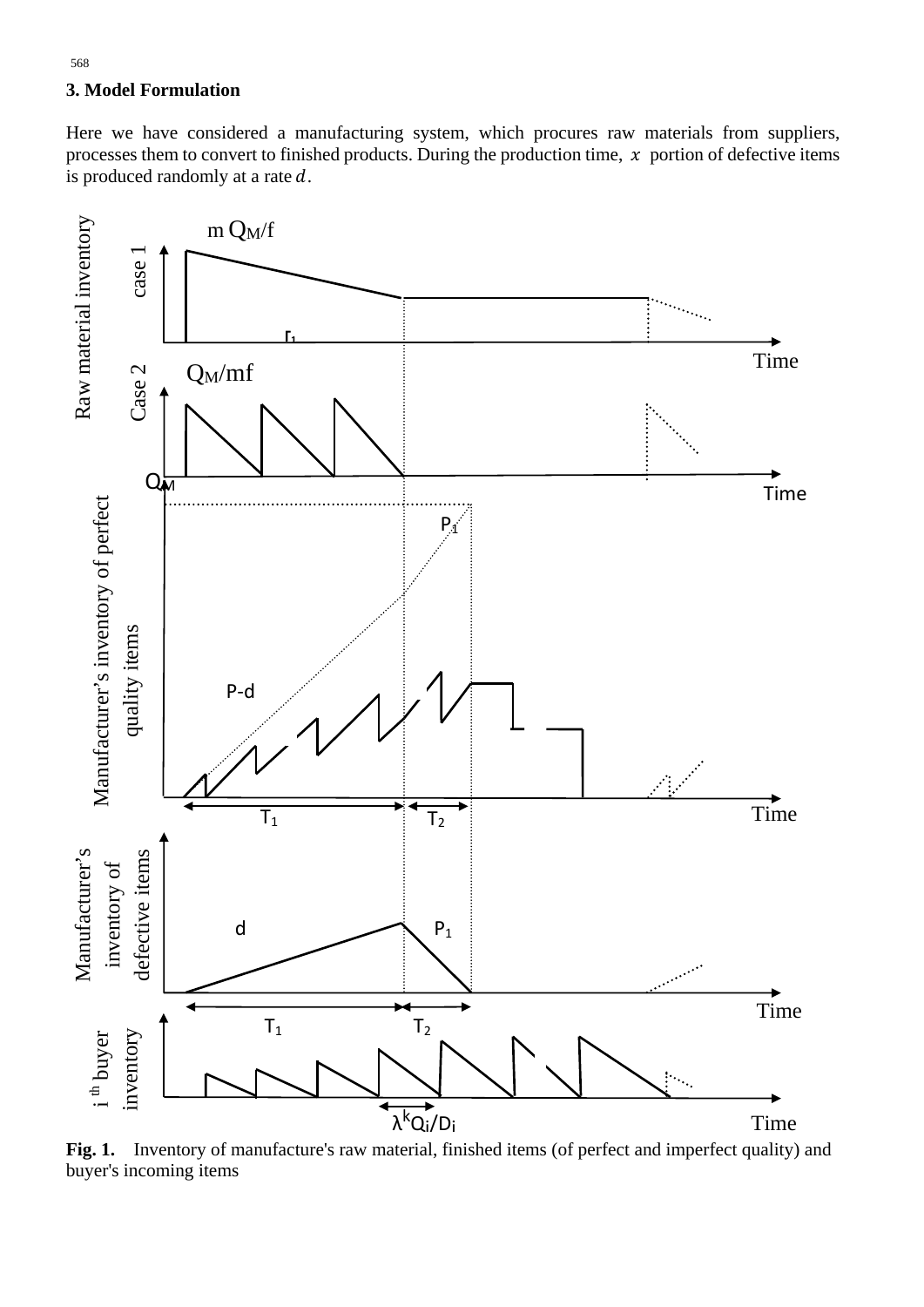## 3. Model Formulation

Here we have considered a manufacturing system, which procures raw materials from suppliers, processes them to convert to finished products. During the production time, $x$ portion of defective items is produced randomly at a rate $d$.

**Fig. 1.** Inventory of manufacture's raw material, finished items (of perfect and imperfect quality) and buyer's incoming items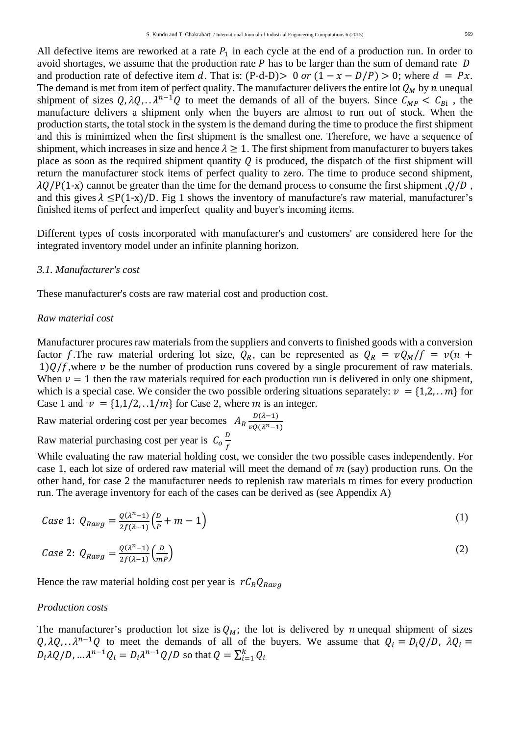All defective items are reworked at a rate $P_1$ in each cycle at the end of a production run. In order to avoid shortages, we assume that the production rate $P$ has to be larger than the sum of demand rate $D$ and production rate of defective item $d$. That is: $(P-d-D) > 0$ or $(1 - x - D/P) > 0$; where $d = Px$. The demand is met from item of perfect quality. The manufacturer delivers the entire lot $Q_M$ by $n$ unequal shipment of sizes $Q, \lambda Q, .. \lambda^{n-1} Q$ to meet the demands of all of the buyers. Since $C_{MP} < C_{Bi}$, the manufacture delivers a shipment only when the buyers are almost to run out of stock. When the production starts, the total stock in the system is the demand during the time to produce the first shipment and this is minimized when the first shipment is the smallest one. Therefore, we have a sequence of shipment, which increases in size and hence $\lambda \geq 1$. The first shipment from manufacturer to buyers takes place as soon as the required shipment quantity $Q$ is produced, the dispatch of the first shipment will return the manufacturer stock items of perfect quality to zero. The time to produce second shipment, $\lambda Q/P(1-x)$ cannot be greater than the time for the demand process to consume the first shipment, $Q/D$, and this gives $\lambda \leq P(1-x)/D$. Fig 1 shows the inventory of manufacture's raw material, manufacturer's finished items of perfect and imperfect quality and buyer's incoming items.

Different types of costs incorporated with manufacturer's and customers' are considered here for the integrated inventory model under an infinite planning horizon.

### *3.1. Manufacturer's cost*

These manufacturer's costs are raw material cost and production cost.

*Raw material cost*

Manufacturer procures raw materials from the suppliers and converts to finished goods with a conversion factor $f$. The raw material ordering lot size, $Q_R$, can be represented as $Q_R = vQ_M/f = v(n+1)Q/f$, where $v$ be the number of production runs covered by a single procurement of raw materials. When $v = 1$ then the raw materials required for each production run is delivered in only one shipment, which is a special case. We consider the two possible ordering situations separately: $v = \{1,2,..m\}$ for Case 1 and $v = \{1,1/2,..1/m\}$ for Case 2, where $m$ is an integer.

Raw material ordering cost per year becomes $A_R \frac{D(\lambda-1)}{vQ(\lambda^n-1)}$

Raw material purchasing cost per year is $C_o \frac{D}{f}$

While evaluating the raw material holding cost, we consider the two possible cases independently. For case 1, each lot size of ordered raw material will meet the demand of $m$ (say) production runs. On the other hand, for case 2 the manufacturer needs to replenish raw materials m times for every production run. The average inventory for each of the cases can be derived as (see Appendix A)

$$Case\ 1:\ Q_{Ravg} = \frac{Q(\lambda^n-1)}{2f(\lambda-1)}\left(\frac{D}{P} + m - 1\right) \tag{1}$$

$$Case\ 2:\ Q_{Ravg} = \frac{Q(\lambda^n-1)}{2f(\lambda-1)}\left(\frac{D}{mP}\right) \tag{2}$$

Hence the raw material holding cost per year is $rC_R Q_{Ravg}$

*Production costs*

The manufacturer's production lot size is $Q_M$; the lot is delivered by $n$ unequal shipment of sizes $Q, \lambda Q, .. \lambda^{n-1} Q$ to meet the demands of all of the buyers. We assume that $Q_i = D_i Q/D$, $\lambda Q_i = D_i \lambda Q/D, ... \lambda^{n-1} Q_i = D_i \lambda^{n-1} Q/D$ so that $Q = \sum_{i=1}^{k} Q_i$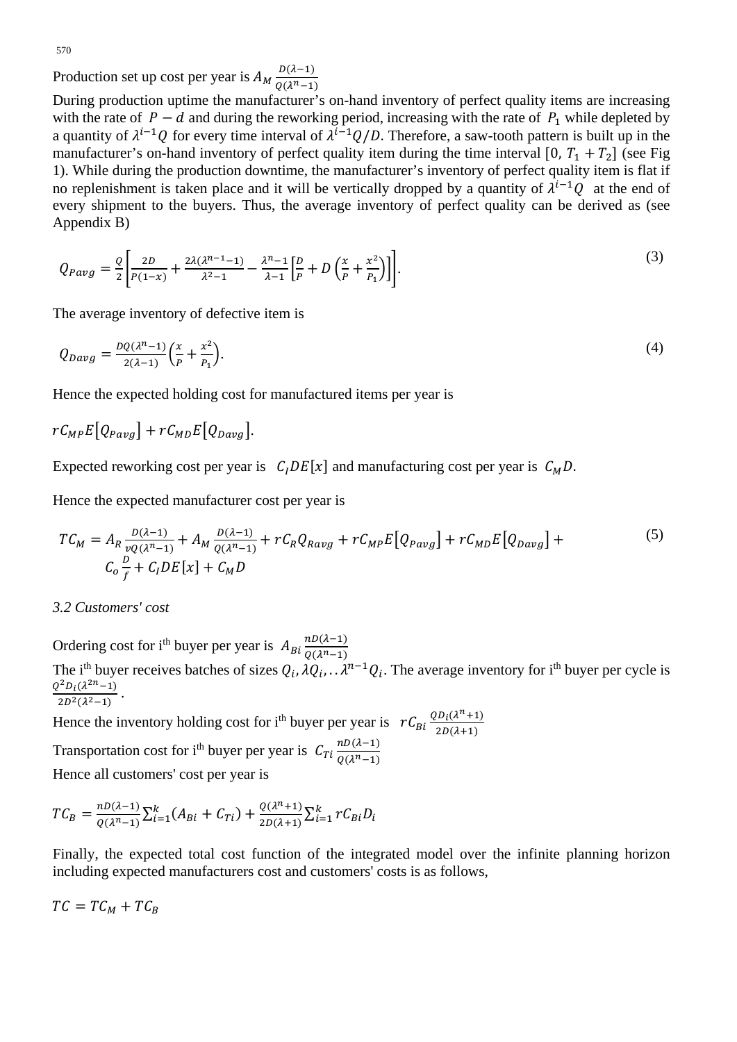Production set up cost per year is $A_M \frac{D(\lambda-1)}{Q(\lambda^n-1)}$

During production uptime the manufacturer's on-hand inventory of perfect quality items are increasing with the rate of $P-d$ and during the reworking period, increasing with the rate of $P_1$ while depleted by a quantity of $\lambda^{i-1}Q$ for every time interval of $\lambda^{i-1}Q/D$. Therefore, a saw-tooth pattern is built up in the manufacturer's on-hand inventory of perfect quality item during the time interval $[0, T_1+T_2]$ (see Fig 1). While during the production downtime, the manufacturer's inventory of perfect quality item is flat if no replenishment is taken place and it will be vertically dropped by a quantity of $\lambda^{i-1}Q$ at the end of every shipment to the buyers. Thus, the average inventory of perfect quality can be derived as (see Appendix B)

$$Q_{Pavg} = \frac{Q}{2}\left[\frac{2D}{P(1-x)} + \frac{2\lambda(\lambda^{n-1}-1)}{\lambda^2-1} - \frac{\lambda^n-1}{\lambda-1}\left[\frac{D}{P} + D\left(\frac{x}{P} + \frac{x^2}{P_1}\right)\right]\right]. \tag{3}$$

The average inventory of defective item is

$$Q_{Davg} = \frac{DQ(\lambda^n-1)}{2(\lambda-1)}\left(\frac{x}{P} + \frac{x^2}{P_1}\right). \tag{4}$$

Hence the expected holding cost for manufactured items per year is

$$rC_{MP}E[Q_{Pavg}] + rC_{MD}E[Q_{Davg}].$$

Expected reworking cost per year is $C_I DE[x]$ and manufacturing cost per year is $C_M D$.

Hence the expected manufacturer cost per year is

$$TC_M = A_R \frac{D(\lambda-1)}{vQ(\lambda^n-1)} + A_M \frac{D(\lambda-1)}{Q(\lambda^n-1)} + rC_R Q_{Ravg} + rC_{MP}E[Q_{Pavg}] + rC_{MD}E[Q_{Davg}] + C_o \frac{D}{f} + C_I DE[x] + C_M D \tag{5}$$

*3.2 Customers' cost*

Ordering cost for i[th] buyer per year is $A_{Bi} \frac{nD(\lambda-1)}{Q(\lambda^n-1)}$

The i[th] buyer receives batches of sizes $Q_i, \lambda Q_i, .. \lambda^{n-1}Q_i$. The average inventory for i[th] buyer per cycle is $\frac{Q^2 D_i(\lambda^{2n}-1)}{2D^2(\lambda^2-1)}$.

Hence the inventory holding cost for i[th] buyer per year is $rC_{Bi} \frac{QD_i(\lambda^n+1)}{2D(\lambda+1)}$

Transportation cost for i[th] buyer per year is $C_{Ti} \frac{nD(\lambda-1)}{Q(\lambda^n-1)}$

Hence all customers' cost per year is

$$TC_B = \frac{nD(\lambda-1)}{Q(\lambda^n-1)} \sum_{i=1}^{k} (A_{Bi} + C_{Ti}) + \frac{Q(\lambda^n+1)}{2D(\lambda+1)} \sum_{i=1}^{k} rC_{Bi} D_i$$

Finally, the expected total cost function of the integrated model over the infinite planning horizon including expected manufacturers cost and customers' costs is as follows,

$$TC = TC_M + TC_B$$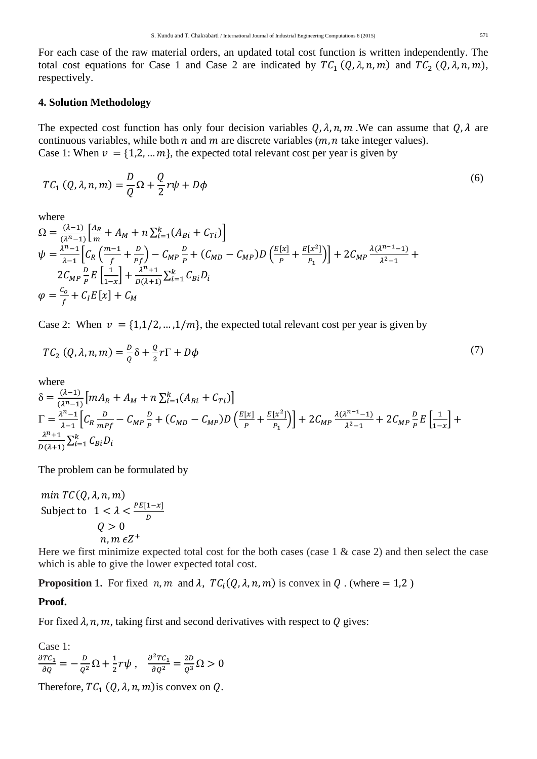For each case of the raw material orders, an updated total cost function is written independently. The total cost equations for Case 1 and Case 2 are indicated by $TC_1\,(Q,\lambda,n,m)$ and $TC_2\,(Q,\lambda,n,m)$, respectively.

## 4. Solution Methodology

The expected cost function has only four decision variables $Q,\lambda,n,m$ .We can assume that $Q,\lambda$ are continuous variables, while both $n$ and $m$ are discrete variables ($m,n$ take integer values).
Case 1: When $v = \{1,2,\dots m\}$, the expected total relevant cost per year is given by

$$TC_1\,(Q,\lambda,n,m) = \frac{D}{Q}\Omega + \frac{Q}{2}r\psi + D\phi \tag{6}$$

where

$$\Omega = \frac{(\lambda-1)}{(\lambda^n-1)}\left[\frac{A_R}{m} + A_M + n\sum_{i=1}^{k}(A_{Bi} + C_{Ti})\right]$$

$$\psi = \frac{\lambda^n-1}{\lambda-1}\left[C_R\left(\frac{m-1}{f} + \frac{D}{Pf}\right) - C_{MP}\frac{D}{P} + (C_{MD} - C_{MP})D\left(\frac{E[x]}{P} + \frac{E[x^2]}{P_1}\right)\right] + 2C_{MP}\frac{\lambda(\lambda^{n-1}-1)}{\lambda^2-1} + 2C_{MP}\frac{D}{P}E\left[\frac{1}{1-x}\right] + \frac{\lambda^n+1}{D(\lambda+1)}\sum_{i=1}^{k}C_{Bi}D_i$$

$$\varphi = \frac{C_o}{f} + C_I E[x] + C_M$$

Case 2: When $v = \{1, 1/2,\dots,1/m\}$, the expected total relevant cost per year is given by

$$TC_2\,(Q,\lambda,n,m) = \frac{D}{Q}\delta + \frac{Q}{2}r\Gamma + D\phi \tag{7}$$

where

$$\delta = \frac{(\lambda-1)}{(\lambda^n-1)}\left[mA_R + A_M + n\sum_{i=1}^{k}(A_{Bi} + C_{Ti})\right]$$

$$\Gamma = \frac{\lambda^n-1}{\lambda-1}\left[C_R\frac{D}{mPf} - C_{MP}\frac{D}{P} + (C_{MD} - C_{MP})D\left(\frac{E[x]}{P} + \frac{E[x^2]}{P_1}\right)\right] + 2C_{MP}\frac{\lambda(\lambda^{n-1}-1)}{\lambda^2-1} + 2C_{MP}\frac{D}{P}E\left[\frac{1}{1-x}\right] + \frac{\lambda^n+1}{D(\lambda+1)}\sum_{i=1}^{k}C_{Bi}D_i$$

The problem can be formulated by

$$\begin{aligned}
&\min\ TC(Q,\lambda,n,m)\\
&\text{Subject to}\quad 1 < \lambda < \frac{PE[1-x]}{D}\\
&\qquad\qquad\quad Q > 0\\
&\qquad\qquad\quad n,m \in Z^+
\end{aligned}$$

Here we first minimize expected total cost for the both cases (case 1 & case 2) and then select the case which is able to give the lower expected total cost.

**Proposition 1.** For fixed $n,m$ and $\lambda$, $TC_i(Q,\lambda,n,m)$ is convex in $Q$ . (where $= 1,2$ )

**Proof.**

For fixed $\lambda,n,m$, taking first and second derivatives with respect to $Q$ gives:

Case 1:

$$\frac{\partial TC_1}{\partial Q} = -\frac{D}{Q^2}\Omega + \frac{1}{2}r\psi\,, \quad \frac{\partial^2 TC_1}{\partial Q^2} = \frac{2D}{Q^3}\Omega > 0$$

Therefore, $TC_1\,(Q,\lambda,n,m)$ is convex on $Q$.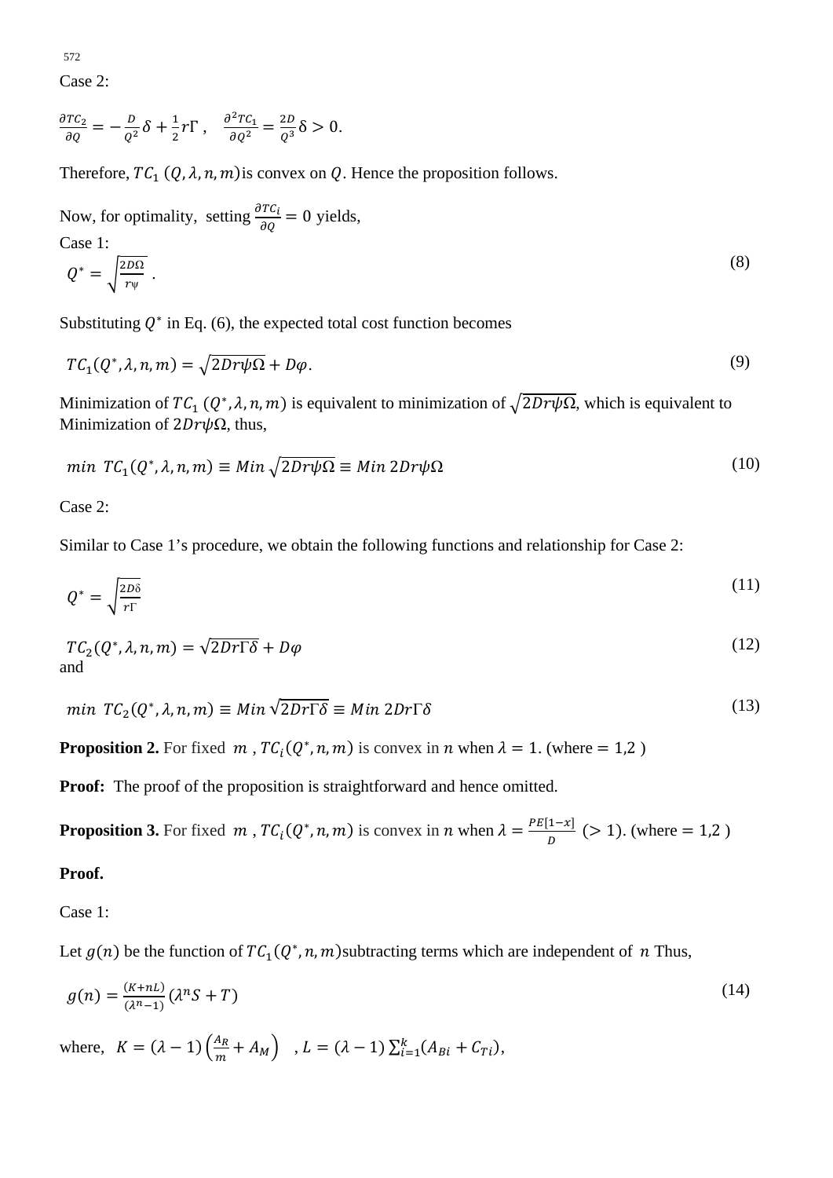Case 2:

$$\frac{\partial TC_2}{\partial Q} = -\frac{D}{Q^2}\delta + \frac{1}{2}r\Gamma, \quad \frac{\partial^2 TC_1}{\partial Q^2} = \frac{2D}{Q^3}\delta > 0.$$

Therefore, $TC_1\,(Q,\lambda,n,m)$ is convex on $Q$. Hence the proposition follows.

Now, for optimality, setting $\frac{\partial TC_i}{\partial Q} = 0$ yields,

Case 1:

$$Q^* = \sqrt{\frac{2D\Omega}{r\psi}}\ . \tag{8}$$

Substituting $Q^*$ in Eq. (6), the expected total cost function becomes

$$TC_1(Q^*,\lambda,n,m) = \sqrt{2Dr\psi\Omega} + D\varphi. \tag{9}$$

Minimization of $TC_1\,(Q^*,\lambda,n,m)$ is equivalent to minimization of $\sqrt{2Dr\psi\Omega}$, which is equivalent to Minimization of $2Dr\psi\Omega$, thus,

$$min\ \ TC_1(Q^*,\lambda,n,m) \equiv Min\,\sqrt{2Dr\psi\Omega} \equiv Min\ 2Dr\psi\Omega \tag{10}$$

Case 2:

Similar to Case 1's procedure, we obtain the following functions and relationship for Case 2:

$$Q^* = \sqrt{\frac{2D\delta}{r\Gamma}} \tag{11}$$

$$TC_2(Q^*,\lambda,n,m) = \sqrt{2Dr\Gamma\delta} + D\varphi \tag{12}$$

and

$$min\ \ TC_2(Q^*,\lambda,n,m) \equiv Min\,\sqrt{2Dr\Gamma\delta} \equiv Min\ 2Dr\Gamma\delta \tag{13}$$

**Proposition 2.** For fixed $m$, $TC_i(Q^*,n,m)$ is convex in $n$ when $\lambda = 1$. (where $= 1,2$ )

**Proof:** The proof of the proposition is straightforward and hence omitted.

**Proposition 3.** For fixed $m$, $TC_i(Q^*,n,m)$ is convex in $n$ when $\lambda = \frac{PE[1-x]}{D}$ $(>1)$. (where $= 1,2$ )

**Proof.**

Case 1:

Let $g(n)$ be the function of $TC_1(Q^*,n,m)$ subtracting terms which are independent of $n$ Thus,

$$g(n) = \frac{(K+nL)}{(\lambda^n - 1)}(\lambda^n S + T) \tag{14}$$

where, $K = (\lambda - 1)\left(\frac{A_R}{m} + A_M\right)$ , $L = (\lambda - 1)\sum_{i=1}^{k}(A_{Bi} + C_{Ti})$,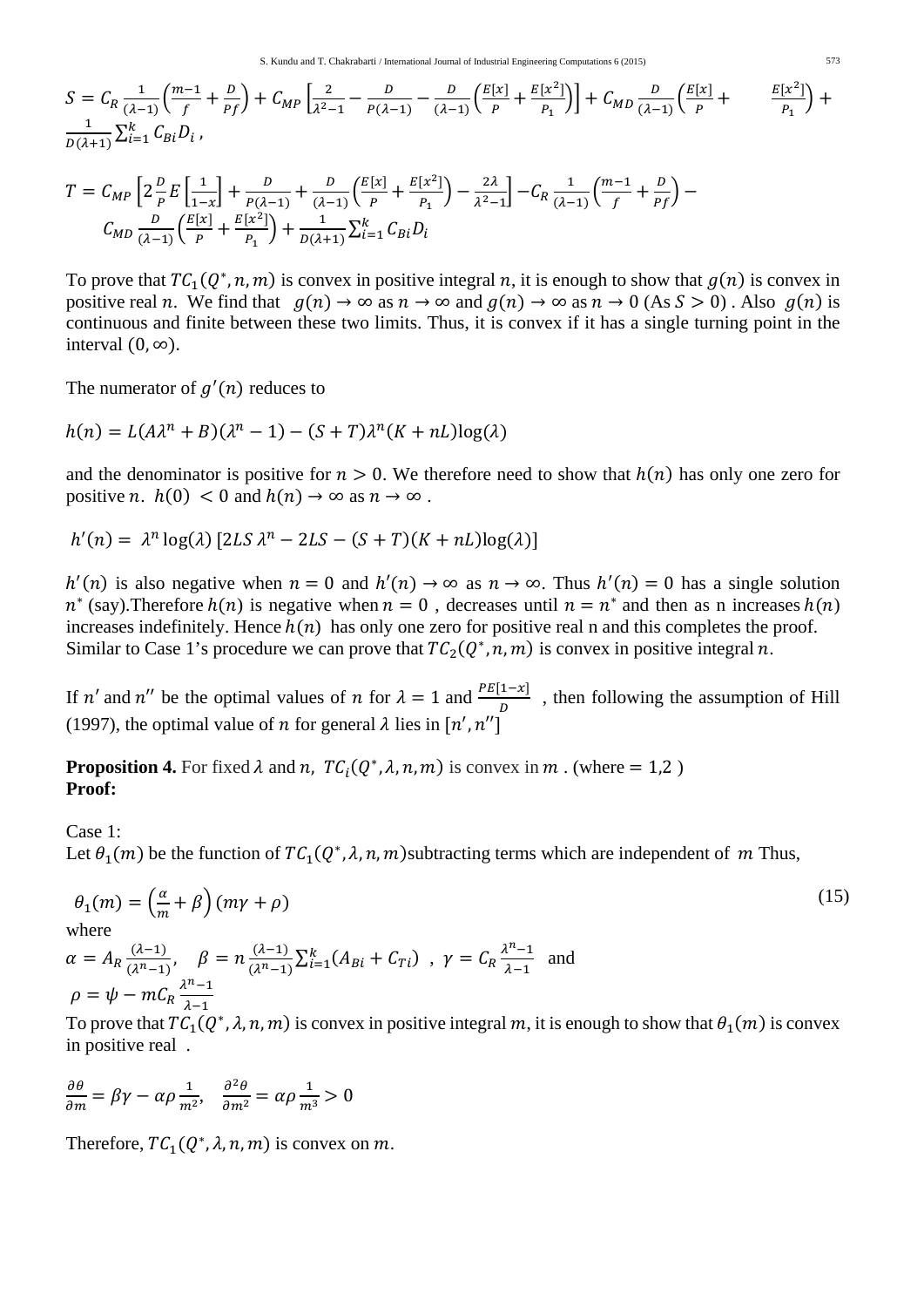$$S = C_R \frac{1}{(\lambda-1)}\left(\frac{m-1}{f} + \frac{D}{Pf}\right) + C_{MP}\left[\frac{2}{\lambda^2-1} - \frac{D}{P(\lambda-1)} - \frac{D}{(\lambda-1)}\left(\frac{E[x]}{P} + \frac{E[x^2]}{P_1}\right)\right] + C_{MD}\frac{D}{(\lambda-1)}\left(\frac{E[x]}{P} + \frac{E[x^2]}{P_1}\right) + \frac{1}{D(\lambda+1)}\sum_{i=1}^{k} C_{Bi} D_i\ ,$$

$$T = C_{MP}\left[2\frac{D}{P}E\left[\frac{1}{1-x}\right] + \frac{D}{P(\lambda-1)} + \frac{D}{(\lambda-1)}\left(\frac{E[x]}{P} + \frac{E[x^2]}{P_1}\right) - \frac{2\lambda}{\lambda^2-1}\right] - C_R \frac{1}{(\lambda-1)}\left(\frac{m-1}{f} + \frac{D}{Pf}\right) - C_{MD}\frac{D}{(\lambda-1)}\left(\frac{E[x]}{P} + \frac{E[x^2]}{P_1}\right) + \frac{1}{D(\lambda+1)}\sum_{i=1}^{k} C_{Bi} D_i$$

To prove that $TC_1(Q^*, n, m)$ is convex in positive integral $n$, it is enough to show that $g(n)$ is convex in positive real $n$. We find that $g(n) \to \infty$ as $n \to \infty$ and $g(n) \to \infty$ as $n \to 0$ (As $S > 0$) . Also $g(n)$ is continuous and finite between these two limits. Thus, it is convex if it has a single turning point in the interval $(0, \infty)$.

The numerator of $g'(n)$ reduces to

$$h(n) = L(A\lambda^n + B)(\lambda^n - 1) - (S + T)\lambda^n(K + nL)\log(\lambda)$$

and the denominator is positive for $n > 0$. We therefore need to show that $h(n)$ has only one zero for positive $n$. $h(0) < 0$ and $h(n) \to \infty$ as $n \to \infty$ .

$$h'(n) = \lambda^n \log(\lambda)\,[2LS\,\lambda^n - 2LS - (S + T)(K + nL)\log(\lambda)]$$

$h'(n)$ is also negative when $n = 0$ and $h'(n) \to \infty$ as $n \to \infty$. Thus $h'(n) = 0$ has a single solution $n^*$ (say).Therefore $h(n)$ is negative when $n = 0$ , decreases until $n = n^*$ and then as n increases $h(n)$ increases indefinitely. Hence $h(n)$ has only one zero for positive real n and this completes the proof. Similar to Case 1's procedure we can prove that $TC_2(Q^*, n, m)$ is convex in positive integral $n$.

If $n'$ and $n''$ be the optimal values of $n$ for $\lambda = 1$ and $\frac{PE[1-x]}{D}$ , then following the assumption of Hill (1997), the optimal value of $n$ for general $\lambda$ lies in $[n', n'']$

**Proposition 4.** For fixed $\lambda$ and $n$, $TC_i(Q^*, \lambda, n, m)$ is convex in $m$ . (where $= 1,2$ )
**Proof:**

Case 1:
Let $\theta_1(m)$ be the function of $TC_1(Q^*, \lambda, n, m)$subtracting terms which are independent of $m$ Thus,

$$\theta_1(m) = \left(\frac{\alpha}{m} + \beta\right)(m\gamma + \rho) \tag{15}$$

where

$\alpha = A_R \frac{(\lambda-1)}{(\lambda^n-1)}$, $\beta = n\frac{(\lambda-1)}{(\lambda^n-1)}\sum_{i=1}^{k}(A_{Bi} + C_{Ti})$ , $\gamma = C_R \frac{\lambda^n-1}{\lambda-1}$ and
$\rho = \psi - mC_R \frac{\lambda^n-1}{\lambda-1}$

To prove that $TC_1(Q^*, \lambda, n, m)$ is convex in positive integral $m$, it is enough to show that $\theta_1(m)$ is convex in positive real .

$$\frac{\partial\theta}{\partial m} = \beta\gamma - \alpha\rho\frac{1}{m^2}, \quad \frac{\partial^2\theta}{\partial m^2} = \alpha\rho\frac{1}{m^3} > 0$$

Therefore, $TC_1(Q^*, \lambda, n, m)$ is convex on $m$.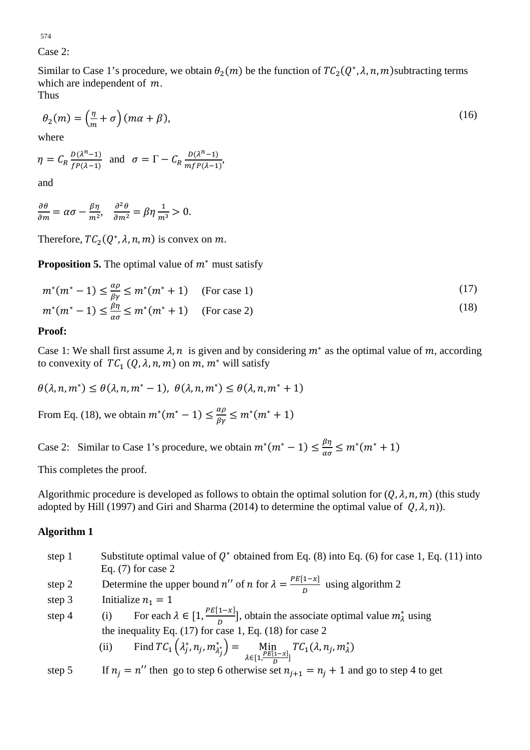Case 2:

Similar to Case 1's procedure, we obtain $\theta_2(m)$ be the function of $TC_2(Q^*, \lambda, n, m)$subtracting terms which are independent of $m$.
Thus

$$\theta_2(m) = \left(\frac{\eta}{m} + \sigma\right)(m\alpha + \beta), \tag{16}$$

where

$\eta = C_R \frac{D(\lambda^n - 1)}{fP(\lambda - 1)}$ and $\sigma = \Gamma - C_R \frac{D(\lambda^n - 1)}{mfP(\lambda - 1)}$,

and

$\frac{\partial \theta}{\partial m} = \alpha\sigma - \frac{\beta\eta}{m^2}$, $\frac{\partial^2 \theta}{\partial m^2} = \beta\eta \frac{1}{m^3} > 0$.

Therefore, $TC_2(Q^*, \lambda, n, m)$ is convex on $m$.

**Proposition 5.** The optimal value of $m^*$ must satisfy

$$m^*(m^* - 1) \le \frac{\alpha\rho}{\beta\gamma} \le m^*(m^* + 1) \quad \text{(For case 1)} \tag{17}$$

$$m^*(m^* - 1) \le \frac{\beta\eta}{\alpha\sigma} \le m^*(m^* + 1) \quad \text{(For case 2)} \tag{18}$$

**Proof:**

Case 1: We shall first assume $\lambda, n$ is given and by considering $m^*$ as the optimal value of $m$, according to convexity of $TC_1\,(Q, \lambda, n, m)$ on $m$, $m^*$ will satisfy

$\theta(\lambda, n, m^*) \le \theta(\lambda, n, m^* - 1)$, $\theta(\lambda, n, m^*) \le \theta(\lambda, n, m^* + 1)$

From Eq. (18), we obtain $m^*(m^* - 1) \le \frac{\alpha\rho}{\beta\gamma} \le m^*(m^* + 1)$

Case 2: Similar to Case 1's procedure, we obtain $m^*(m^* - 1) \le \frac{\beta\eta}{\alpha\sigma} \le m^*(m^* + 1)$

This completes the proof.

Algorithmic procedure is developed as follows to obtain the optimal solution for $(Q, \lambda, n, m)$ (this study adopted by Hill (1997) and Giri and Sharma (2014) to determine the optimal value of $Q, \lambda, n$)).

**Algorithm 1**

step 1 Substitute optimal value of $Q^*$ obtained from Eq. (8) into Eq. (6) for case 1, Eq. (11) into Eq. (7) for case 2

step 2 Determine the upper bound $n''$ of $n$ for $\lambda = \frac{PE[1-x]}{D}$ using algorithm 2

step 3 Initialize $n_1 = 1$

step 4 (i) For each $\lambda \in [1, \frac{PE[1-x]}{D}]$, obtain the associate optimal value $m_\lambda^*$ using the inequality Eq. (17) for case 1, Eq. (18) for case 2

(ii) Find $TC_1\left(\lambda_j^*, n_j, m_{\lambda_j^*}^*\right) = \underset{\lambda \in [1, \frac{PE[1-x]}{D}]}{\text{Min}} TC_1(\lambda, n_j, m_\lambda^*)$

step 5 If $n_j = n''$ then go to step 6 otherwise set $n_{j+1} = n_j + 1$ and go to step 4 to get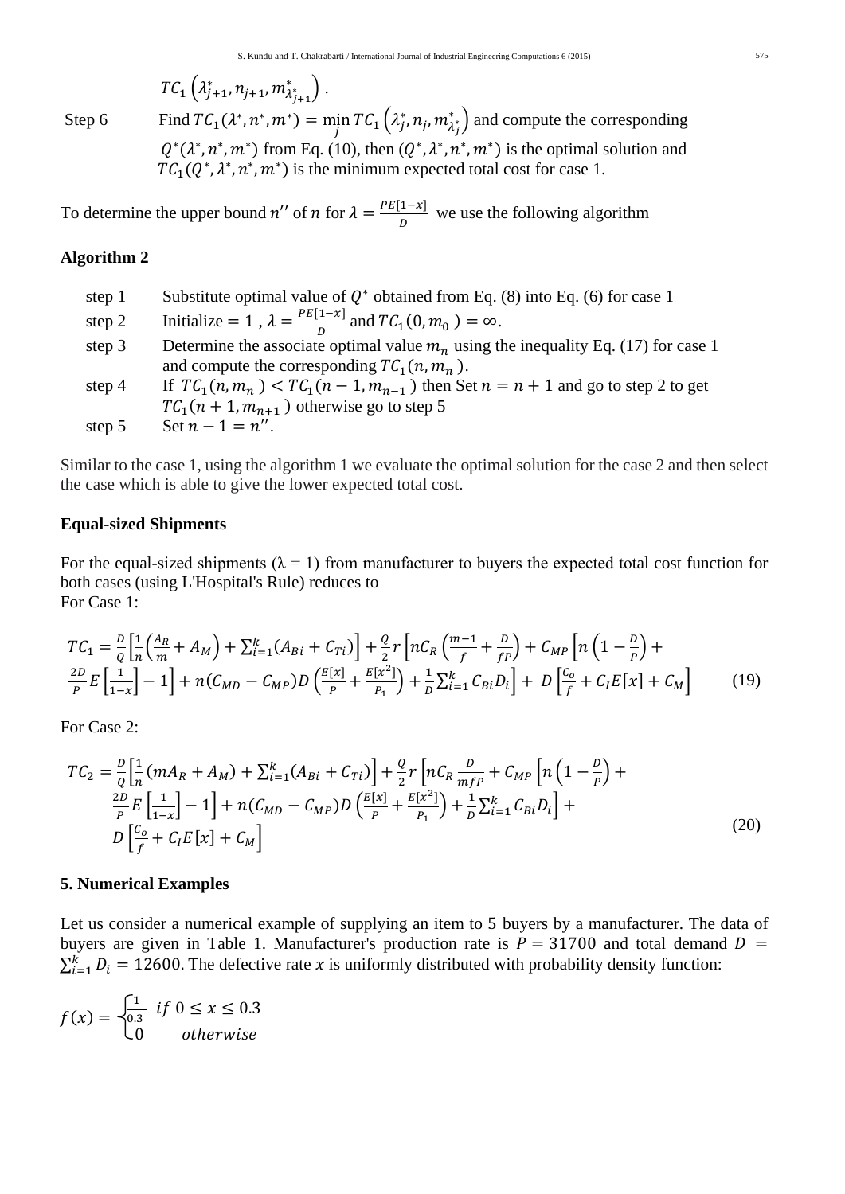$TC_1\left(\lambda_{j+1}^*, n_{j+1}, m_{\lambda_{j+1}^*}^*\right)$.

Step 6 Find $TC_1(\lambda^*, n^*, m^*) = \min_j TC_1\left(\lambda_j^*, n_j, m_{\lambda_j^*}^*\right)$ and compute the corresponding $Q^*(\lambda^*, n^*, m^*)$ from Eq. (10), then $(Q^*, \lambda^*, n^*, m^*)$ is the optimal solution and $TC_1(Q^*, \lambda^*, n^*, m^*)$ is the minimum expected total cost for case 1.

To determine the upper bound $n''$ of $n$ for $\lambda = \frac{PE[1-x]}{D}$ we use the following algorithm

**Algorithm 2**

- step 1 Substitute optimal value of $Q^*$ obtained from Eq. (8) into Eq. (6) for case 1
- step 2 Initialize $= 1$ , $\lambda = \frac{PE[1-x]}{D}$ and $TC_1(0, m_0) = \infty$.
- step 3 Determine the associate optimal value $m_n$ using the inequality Eq. (17) for case 1 and compute the corresponding $TC_1(n, m_n)$.
- step 4 If $TC_1(n, m_n) < TC_1(n-1, m_{n-1})$ then Set $n = n + 1$ and go to step 2 to get $TC_1(n+1, m_{n+1})$ otherwise go to step 5
- step 5 Set $n - 1 = n''$.

Similar to the case 1, using the algorithm 1 we evaluate the optimal solution for the case 2 and then select the case which is able to give the lower expected total cost.

**Equal-sized Shipments**

For the equal-sized shipments (λ = 1) from manufacturer to buyers the expected total cost function for both cases (using L'Hospital's Rule) reduces to
For Case 1:

$$TC_1 = \frac{D}{Q}\left[\frac{1}{n}\left(\frac{A_R}{m} + A_M\right) + \sum_{i=1}^{k}(A_{Bi} + C_{Ti})\right] + \frac{Q}{2}r\left[nC_R\left(\frac{m-1}{f} + \frac{D}{fP}\right) + C_{MP}\left[n\left(1 - \frac{D}{P}\right) + \frac{2D}{P}E\left[\frac{1}{1-x}\right] - 1\right] + n(C_{MD} - C_{MP})D\left(\frac{E[x]}{P} + \frac{E[x^2]}{P_1}\right) + \frac{1}{D}\sum_{i=1}^{k}C_{Bi}D_i\right] + D\left[\frac{C_o}{f} + C_I E[x] + C_M\right] \tag{19}$$

For Case 2:

$$TC_2 = \frac{D}{Q}\left[\frac{1}{n}(mA_R + A_M) + \sum_{i=1}^{k}(A_{Bi} + C_{Ti})\right] + \frac{Q}{2}r\left[nC_R\frac{D}{mfP} + C_{MP}\left[n\left(1 - \frac{D}{P}\right) + \frac{2D}{P}E\left[\frac{1}{1-x}\right] - 1\right] + n(C_{MD} - C_{MP})D\left(\frac{E[x]}{P} + \frac{E[x^2]}{P_1}\right) + \frac{1}{D}\sum_{i=1}^{k}C_{Bi}D_i\right] + D\left[\frac{C_o}{f} + C_I E[x] + C_M\right] \tag{20}$$

## 5. Numerical Examples

Let us consider a numerical example of supplying an item to 5 buyers by a manufacturer. The data of buyers are given in Table 1. Manufacturer's production rate is $P = 31700$ and total demand $D = \sum_{i=1}^{k} D_i = 12600$. The defective rate $x$ is uniformly distributed with probability density function:

$$f(x) = \begin{cases} \frac{1}{0.3} & if\ 0 \le x \le 0.3 \\ 0 & otherwise \end{cases}$$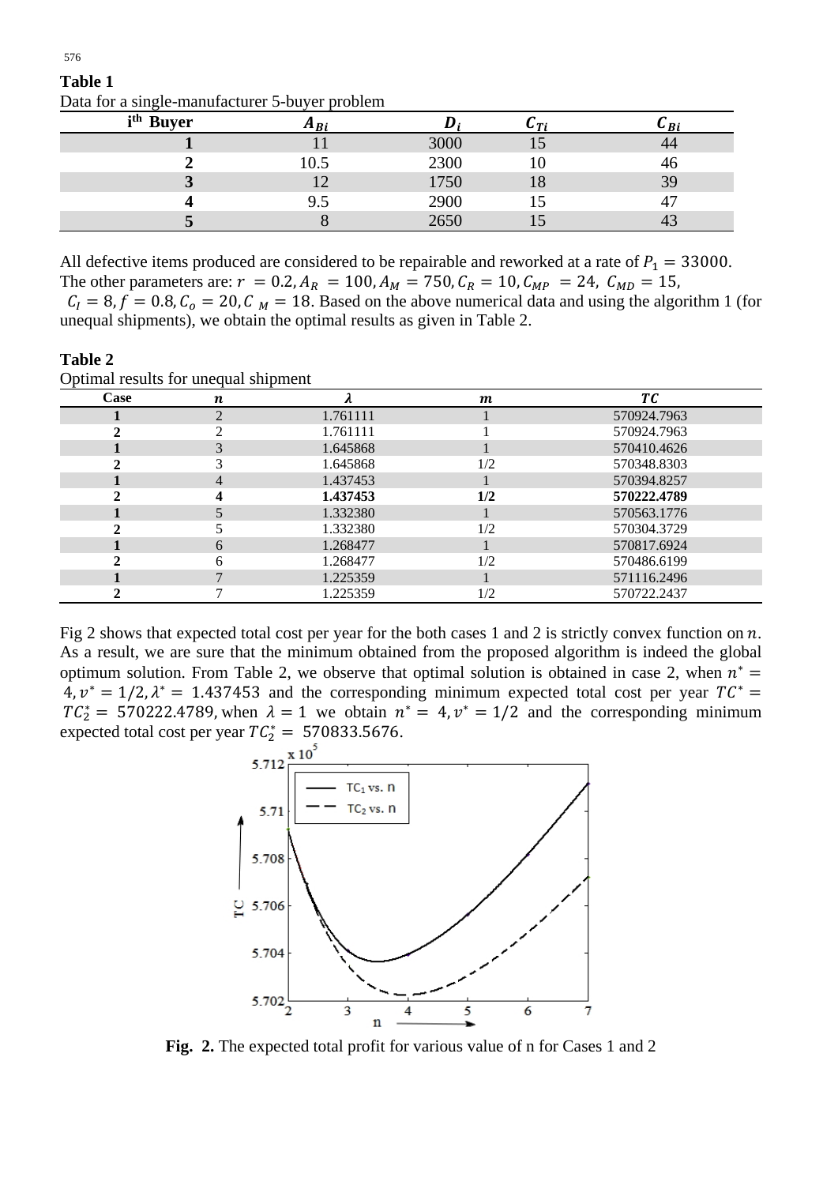**Table 1**

Data for a single-manufacturer 5-buyer problem

| $i^{th}$ Buyer | $A_{Bi}$ | $D_i$ | $C_{Ti}$ | $C_{Bi}$ |
|---|---|---|---|---|
| **1** | 11 | 3000 | 15 | 44 |
| **2** | 10.5 | 2300 | 10 | 46 |
| **3** | 12 | 1750 | 18 | 39 |
| **4** | 9.5 | 2900 | 15 | 47 |
| **5** | 8 | 2650 | 15 | 43 |

All defective items produced are considered to be repairable and reworked at a rate of $P_1 = 33000$. The other parameters are: $r = 0.2, A_R = 100, A_M = 750, C_R = 10, C_{MP} = 24, C_{MD} = 15,$ $C_I = 8, f = 0.8, C_o = 20, C_M = 18$. Based on the above numerical data and using the algorithm 1 (for unequal shipments), we obtain the optimal results as given in Table 2.

**Table 2**

Optimal results for unequal shipment

| Case | $n$ | $\lambda$ | $m$ | $TC$ |
|---|---|---|---|---|
| **1** | 2 | 1.761111 | 1 | 570924.7963 |
| **2** | 2 | 1.761111 | 1 | 570924.7963 |
| **1** | 3 | 1.645868 | 1 | 570410.4626 |
| **2** | 3 | 1.645868 | 1/2 | 570348.8303 |
| **1** | 4 | 1.437453 | 1 | 570394.8257 |
| **2** | **4** | **1.437453** | **1/2** | **570222.4789** |
| **1** | 5 | 1.332380 | 1 | 570563.1776 |
| **2** | 5 | 1.332380 | 1/2 | 570304.3729 |
| **1** | 6 | 1.268477 | 1 | 570817.6924 |
| **2** | 6 | 1.268477 | 1/2 | 570486.6199 |
| **1** | 7 | 1.225359 | 1 | 571116.2496 |
| **2** | 7 | 1.225359 | 1/2 | 570722.2437 |

Fig 2 shows that expected total cost per year for the both cases 1 and 2 is strictly convex function on $n$. As a result, we are sure that the minimum obtained from the proposed algorithm is indeed the global optimum solution. From Table 2, we observe that optimal solution is obtained in case 2, when $n^* = 4, v^* = 1/2, \lambda^* = 1.437453$ and the corresponding minimum expected total cost per year $TC^* = TC_2^* = 570222.4789$, when $\lambda = 1$ we obtain $n^* = 4, v^* = 1/2$ and the corresponding minimum expected total cost per year $TC_2^* = 570833.5676$.

**Fig. 2.** The expected total profit for various value of n for Cases 1 and 2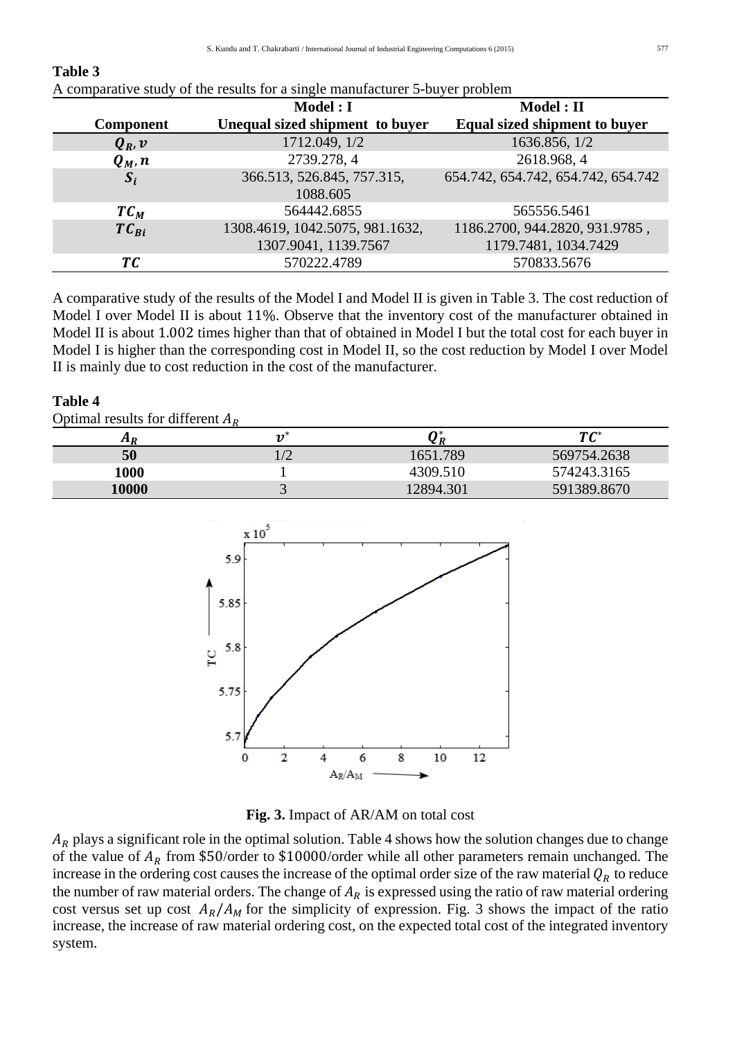**Table 3**

A comparative study of the results for a single manufacturer 5-buyer problem

| Component | Model : I Unequal sized shipment to buyer | Model : II Equal sized shipment to buyer |
|---|---|---|
| $Q_R, v$ | 1712.049, 1/2 | 1636.856, 1/2 |
| $Q_M, n$ | 2739.278, 4 | 2618.968, 4 |
| $S_i$ | 366.513, 526.845, 757.315, 1088.605 | 654.742, 654.742, 654.742, 654.742 |
| $TC_M$ | 564442.6855 | 565556.5461 |
| $TC_{Bi}$ | 1308.4619, 1042.5075, 981.1632, 1307.9041, 1139.7567 | 1186.2700, 944.2820, 931.9785 , 1179.7481, 1034.7429 |
| $TC$ | 570222.4789 | 570833.5676 |

A comparative study of the results of the Model I and Model II is given in Table 3. The cost reduction of Model I over Model II is about 11%. Observe that the inventory cost of the manufacturer obtained in Model II is about 1.002 times higher than that of obtained in Model I but the total cost for each buyer in Model I is higher than the corresponding cost in Model II, so the cost reduction by Model I over Model II is mainly due to cost reduction in the cost of the manufacturer.

**Table 4**

Optimal results for different $A_R$

| $A_R$ | $v^*$ | $Q_R^*$ | $TC^*$ |
|---|---|---|---|
| 50 | 1/2 | 1651.789 | 569754.2638 |
| 1000 | 1 | 4309.510 | 574243.3165 |
| 10000 | 3 | 12894.301 | 591389.8670 |

**Fig. 3.** Impact of AR/AM on total cost

$A_R$ plays a significant role in the optimal solution. Table 4 shows how the solution changes due to change of the value of $A_R$ from \$50/order to \$10000/order while all other parameters remain unchanged. The increase in the ordering cost causes the increase of the optimal order size of the raw material $Q_R$ to reduce the number of raw material orders. The change of $A_R$ is expressed using the ratio of raw material ordering cost versus set up cost $A_R/A_M$ for the simplicity of expression. Fig. 3 shows the impact of the ratio increase, the increase of raw material ordering cost, on the expected total cost of the integrated inventory system.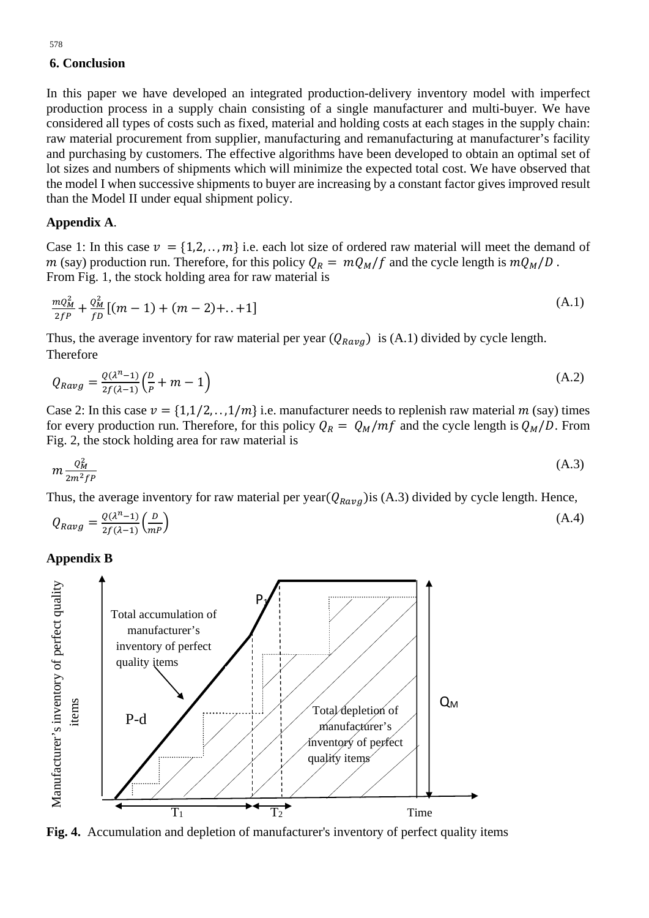## 6. Conclusion

In this paper we have developed an integrated production-delivery inventory model with imperfect production process in a supply chain consisting of a single manufacturer and multi-buyer. We have considered all types of costs such as fixed, material and holding costs at each stages in the supply chain: raw material procurement from supplier, manufacturing and remanufacturing at manufacturer's facility and purchasing by customers. The effective algorithms have been developed to obtain an optimal set of lot sizes and numbers of shipments which will minimize the expected total cost. We have observed that the model I when successive shipments to buyer are increasing by a constant factor gives improved result than the Model II under equal shipment policy.

**Appendix A**.

Case 1: In this case $v = \{1,2,..,m\}$ i.e. each lot size of ordered raw material will meet the demand of $m$ (say) production run. Therefore, for this policy $Q_R = mQ_M/f$ and the cycle length is $mQ_M/D$ . From Fig. 1, the stock holding area for raw material is

$$\frac{mQ_M^2}{2fP} + \frac{Q_M^2}{fD}[(m-1)+(m-2)+..+1] \tag{A.1}$$

Thus, the average inventory for raw material per year ($Q_{Ravg}$) is (A.1) divided by cycle length. Therefore

$$Q_{Ravg} = \frac{Q(\lambda^n - 1)}{2f(\lambda - 1)}\left(\frac{D}{P} + m - 1\right) \tag{A.2}$$

Case 2: In this case $v = \{1,1/2,..,1/m\}$ i.e. manufacturer needs to replenish raw material $m$ (say) times for every production run. Therefore, for this policy $Q_R = Q_M/mf$ and the cycle length is $Q_M/D$. From Fig. 2, the stock holding area for raw material is

$$m\frac{Q_M^2}{2m^2 fP} \tag{A.3}$$

Thus, the average inventory for raw material per year($Q_{Ravg}$)is (A.3) divided by cycle length. Hence,

$$Q_{Ravg} = \frac{Q(\lambda^n - 1)}{2f(\lambda - 1)}\left(\frac{D}{mP}\right) \tag{A.4}$$

**Appendix B**

**Fig. 4.** Accumulation and depletion of manufacturer's inventory of perfect quality items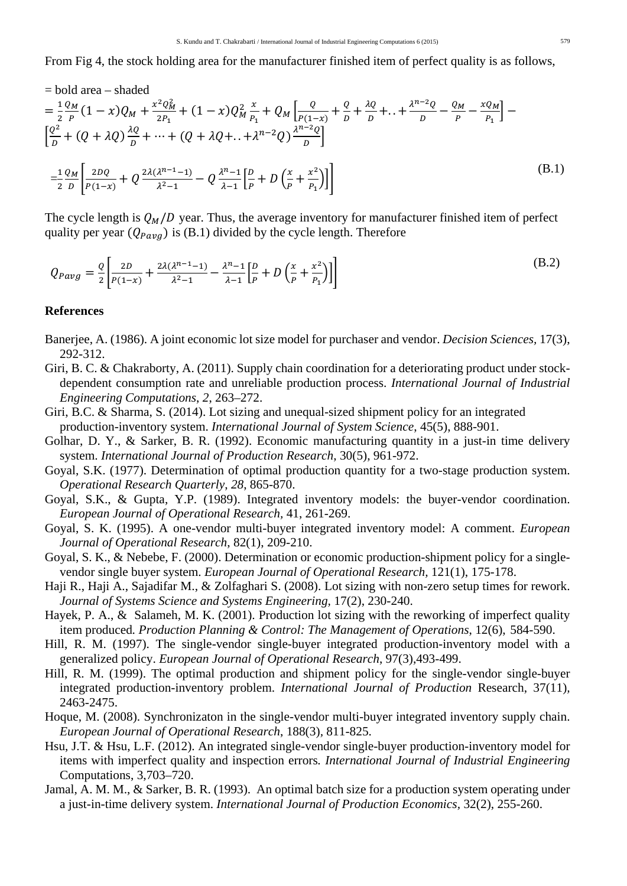From Fig 4, the stock holding area for the manufacturer finished item of perfect quality is as follows,

$$
\begin{aligned}
&= \text{bold area} - \text{shaded} \\
&= \frac{1}{2}\frac{Q_M}{P}(1-x)Q_M + \frac{x^2 Q_M^2}{2P_1} + (1-x)Q_M^2\frac{x}{P_1} + Q_M\left[\frac{Q}{P(1-x)} + \frac{Q}{D} + \frac{\lambda Q}{D} + .. + \frac{\lambda^{n-2}Q}{D} - \frac{Q_M}{P} - \frac{xQ_M}{P_1}\right] - \\
&\left[\frac{Q^2}{D} + (Q+\lambda Q)\frac{\lambda Q}{D} + \cdots + (Q+\lambda Q + .. + \lambda^{n-2}Q)\frac{\lambda^{n-2}Q}{D}\right] \\
&= \frac{1}{2}\frac{Q_M}{D}\left[\frac{2DQ}{P(1-x)} + Q\frac{2\lambda(\lambda^{n-1}-1)}{\lambda^2-1} - Q\frac{\lambda^n-1}{\lambda-1}\left[\frac{D}{P} + D\left(\frac{x}{P} + \frac{x^2}{P_1}\right)\right]\right]
\end{aligned}
\tag{B.1}
$$

The cycle length is $Q_M/D$ year. Thus, the average inventory for manufacturer finished item of perfect quality per year ($Q_{Pavg}$) is (B.1) divided by the cycle length. Therefore

$$
Q_{Pavg} = \frac{Q}{2}\left[\frac{2D}{P(1-x)} + \frac{2\lambda(\lambda^{n-1}-1)}{\lambda^2-1} - \frac{\lambda^n-1}{\lambda-1}\left[\frac{D}{P} + D\left(\frac{x}{P} + \frac{x^2}{P_1}\right)\right]\right]
\tag{B.2}
$$

## References

Banerjee, A. (1986). A joint economic lot size model for purchaser and vendor. *Decision Sciences,* 17(3), 292-312.

Giri, B. C. & Chakraborty, A. (2011). Supply chain coordination for a deteriorating product under stock-dependent consumption rate and unreliable production process. *International Journal of Industrial Engineering Computations*, *2*, 263–272.

Giri, B.C. & Sharma, S. (2014). Lot sizing and unequal-sized shipment policy for an integrated production-inventory system. *International Journal of System Science*, 45(5), 888-901.

Golhar, D. Y., & Sarker, B. R. (1992). Economic manufacturing quantity in a just-in time delivery system. *International Journal of Production Research*, 30(5), 961-972.

Goyal, S.K. (1977). Determination of optimal production quantity for a two-stage production system. *Operational Research Quarterly*, *28*, 865-870.

Goyal, S.K., & Gupta, Y.P. (1989). Integrated inventory models: the buyer-vendor coordination. *European Journal of Operational Research,* 41, 261-269.

Goyal, S. K. (1995). A one-vendor multi-buyer integrated inventory model: A comment. *European Journal of Operational Research*, 82(1), 209-210.

Goyal, S. K., & Nebebe, F. (2000). Determination or economic production-shipment policy for a single-vendor single buyer system. *European Journal of Operational Research,* 121(1), 175-178.

Haji R., Haji A., Sajadifar M., & Zolfaghari S. (2008). Lot sizing with non-zero setup times for rework. *Journal of Systems Science and Systems Engineering,* 17(2), 230-240.

Hayek, P. A., & Salameh, M. K. (2001). Production lot sizing with the reworking of imperfect quality item produced*. Production Planning & Control: The Management of Operations*, 12(6), 584-590.

Hill, R. M. (1997). The single-vendor single-buyer integrated production-inventory model with a generalized policy. *European Journal of Operational Research*, 97(3),493-499.

Hill, R. M. (1999). The optimal production and shipment policy for the single-vendor single-buyer integrated production-inventory problem. *International Journal of Production* Research, 37(11), 2463-2475.

Hoque, M. (2008). Synchronizaton in the single-vendor multi-buyer integrated inventory supply chain. *European Journal of Operational Research*, 188(3), 811-825.

Hsu, J.T. & Hsu, L.F. (2012). An integrated single-vendor single-buyer production-inventory model for items with imperfect quality and inspection errors*. International Journal of Industrial Engineering* Computations, 3,703–720.

Jamal, A. M. M., & Sarker, B. R. (1993). An optimal batch size for a production system operating under a just-in-time delivery system. *International Journal of Production Economics,* 32(2), 255-260.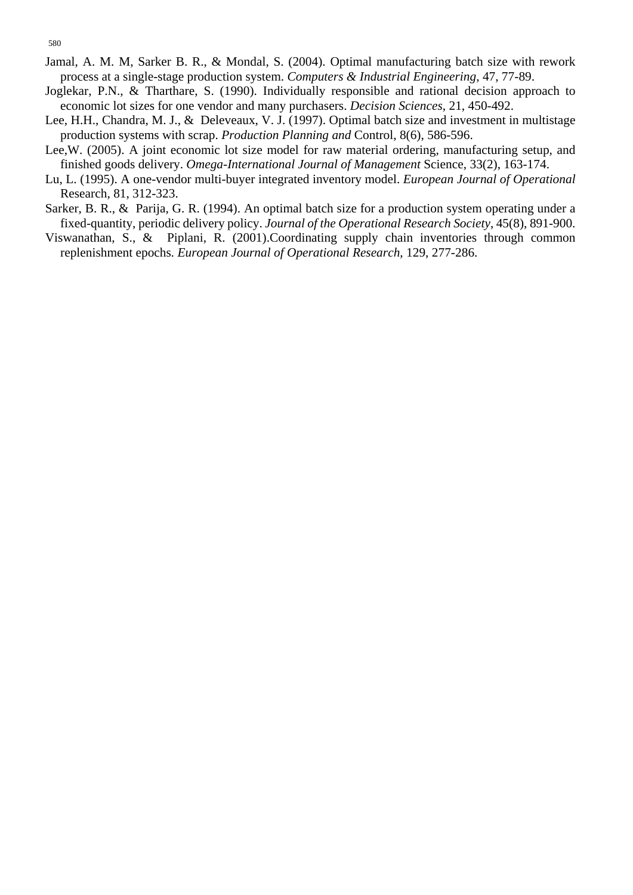Jamal, A. M. M, Sarker B. R., & Mondal, S. (2004). Optimal manufacturing batch size with rework process at a single-stage production system. *Computers & Industrial Engineering*, 47, 77-89.

Joglekar, P.N., & Tharthare, S. (1990). Individually responsible and rational decision approach to economic lot sizes for one vendor and many purchasers. *Decision Sciences*, 21, 450-492.

Lee, H.H., Chandra, M. J., & Deleveaux, V. J. (1997). Optimal batch size and investment in multistage production systems with scrap. *Production Planning and* Control, 8(6), 586-596.

Lee,W. (2005). A joint economic lot size model for raw material ordering, manufacturing setup, and finished goods delivery. *Omega-International Journal of Management* Science, 33(2), 163-174.

Lu, L. (1995). A one-vendor multi-buyer integrated inventory model. *European Journal of Operational* Research, 81, 312-323.

Sarker, B. R., & Parija, G. R. (1994). An optimal batch size for a production system operating under a fixed-quantity, periodic delivery policy. *Journal of the Operational Research Society*, 45(8), 891-900.

Viswanathan, S., & Piplani, R. (2001).Coordinating supply chain inventories through common replenishment epochs*. European Journal of Operational Research*, 129, 277-286.